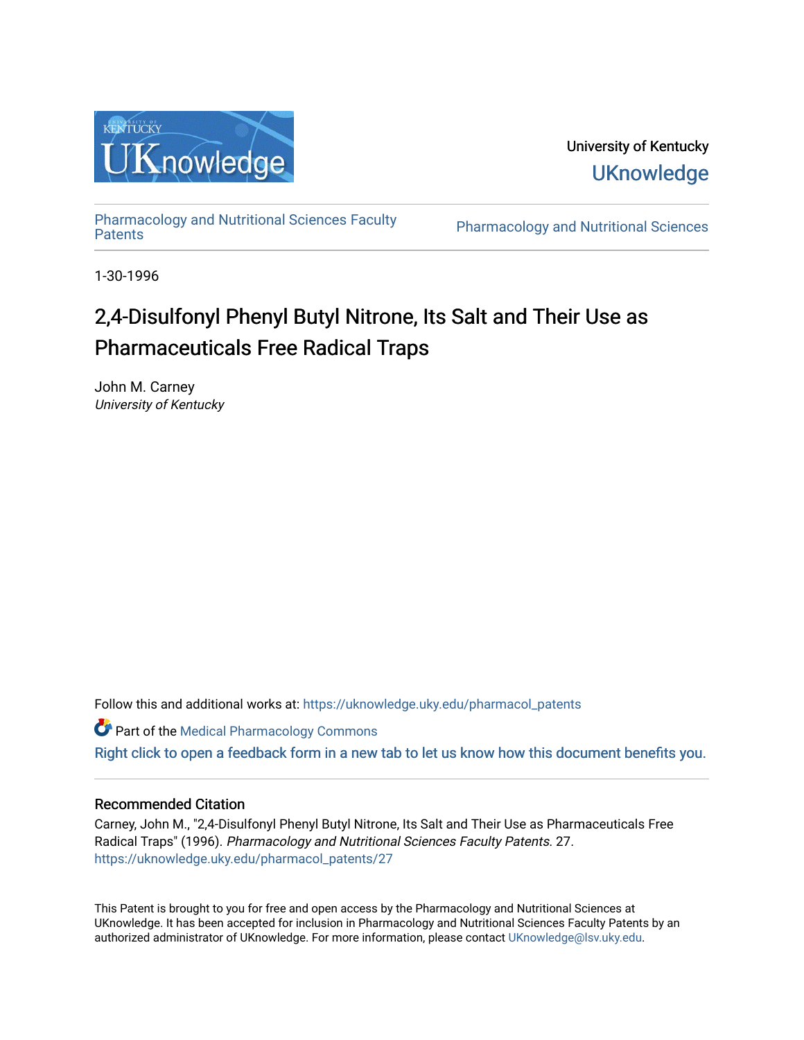University of Kentucky

UKnowledge

Pharmacology and Nutritional Sciences Faculty Patents

Pharmacology and Nutritional Sciences

1-30-1996

# 2,4-Disulfonyl Phenyl Butyl Nitrone, Its Salt and Their Use as Pharmaceuticals Free Radical Traps

John M. Carney
*University of Kentucky*

Follow this and additional works at: https://uknowledge.uky.edu/pharmacol_patents

Part of the Medical Pharmacology Commons

Right click to open a feedback form in a new tab to let us know how this document benefits you.

### Recommended Citation

Carney, John M., "2,4-Disulfonyl Phenyl Butyl Nitrone, Its Salt and Their Use as Pharmaceuticals Free Radical Traps" (1996). *Pharmacology and Nutritional Sciences Faculty Patents*. 27.
https://uknowledge.uky.edu/pharmacol_patents/27

This Patent is brought to you for free and open access by the Pharmacology and Nutritional Sciences at UKnowledge. It has been accepted for inclusion in Pharmacology and Nutritional Sciences Faculty Patents by an authorized administrator of UKnowledge. For more information, please contact UKnowledge@lsv.uky.edu.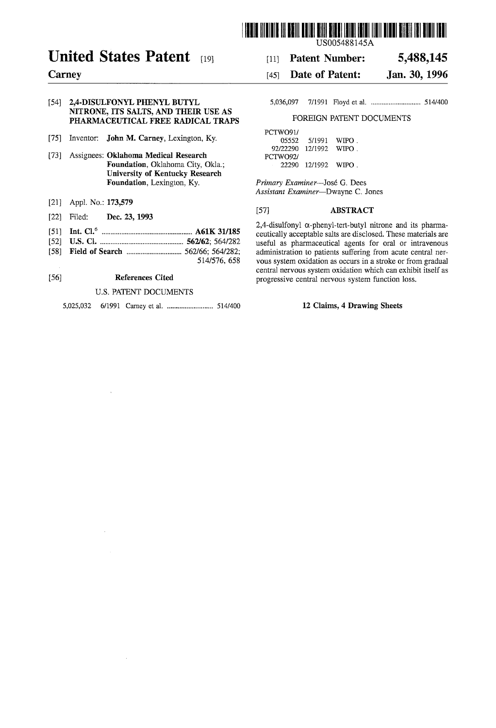US005488145A

# United States Patent [19]

**Carney**

[11] **Patent Number:** **5,488,145**

[45] **Date of Patent:** **Jan. 30, 1996**

[54] **2,4-DISULFONYL PHENYL BUTYL NITRONE, ITS SALTS, AND THEIR USE AS PHARMACEUTICAL FREE RADICAL TRAPS**

[75] Inventor: **John M. Carney**, Lexington, Ky.

[73] Assignees: **Oklahoma Medical Research Foundation**, Oklahoma City, Okla.; **University of Kentucky Research Foundation**, Lexington, Ky.

[21] Appl. No.: **173,579**

[22] Filed: **Dec. 23, 1993**

[51] **Int. Cl.**[6] .................................................. **A61K 31/185**

[52] **U.S. Cl.** .............................................. **562/62**; 564/282

[58] **Field of Search** .............................. 562/66; 564/282; 514/576, 658

[56] **References Cited**

U.S. PATENT DOCUMENTS

5,025,032 6/1991 Carney et al. .......................... 514/400

5,036,097 7/1991 Floyd et al. ............................ 514/400

FOREIGN PATENT DOCUMENTS

PCTWO91/05552 5/1991 WIPO.

92/22290 12/1992 WIPO.

PCTWO92/22290 12/1992 WIPO.

*Primary Examiner*—José G. Dees
*Assistant Examiner*—Dwayne C. Jones

[57] **ABSTRACT**

2,4-disulfonyl α-phenyl-tert-butyl nitrone and its pharmaceutically acceptable salts are disclosed. These materials are useful as pharmaceutical agents for oral or intravenous administration to patients suffering from acute central nervous system oxidation as occurs in a stroke or from gradual central nervous system oxidation which can exhibit itself as progressive central nervous system function loss.

**12 Claims, 4 Drawing Sheets**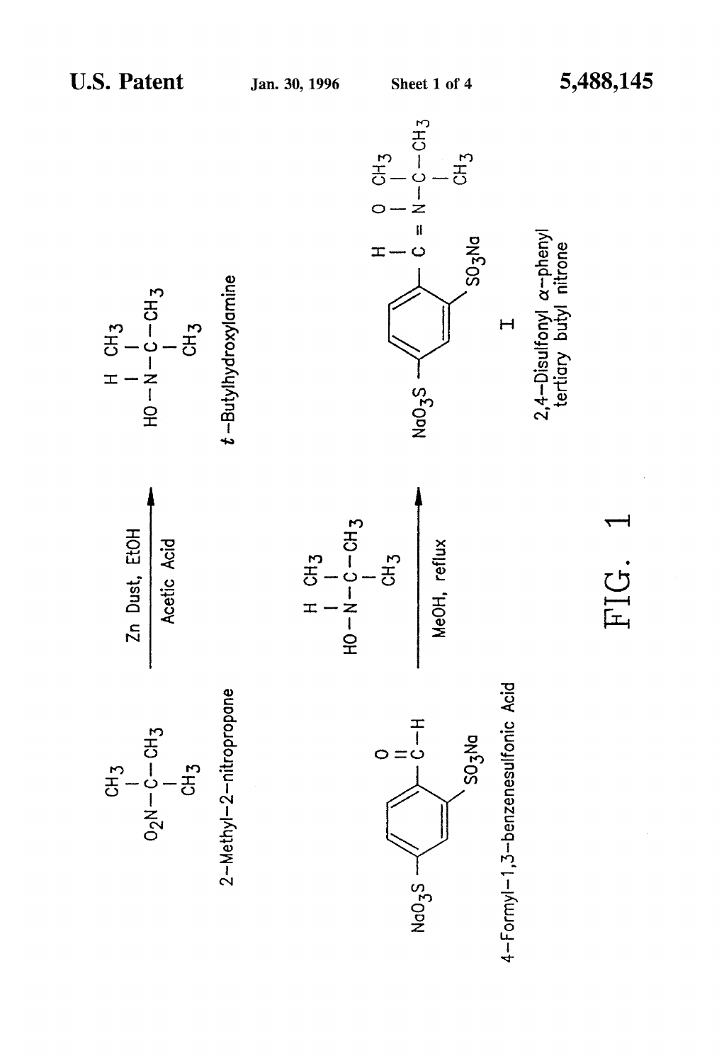2-Methyl-2-nitropropane

Zn Dust, EtOH

Acetic Acid

*t*-Butylhydroxylamine

4-Formyl-1,3-benzenesulfonic Acid

MeOH, reflux

I

2,4-Disulfonyl α-phenyl tertiary butyl nitrone

FIG. 1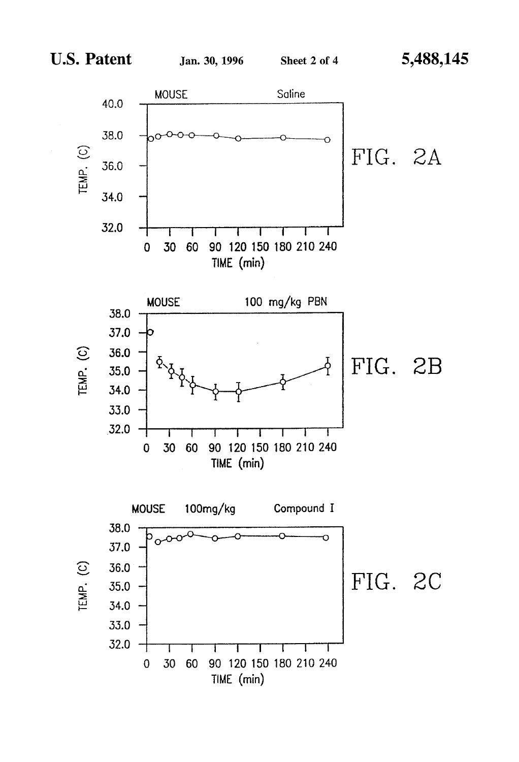FIG. 2A

FIG. 2B

FIG. 2C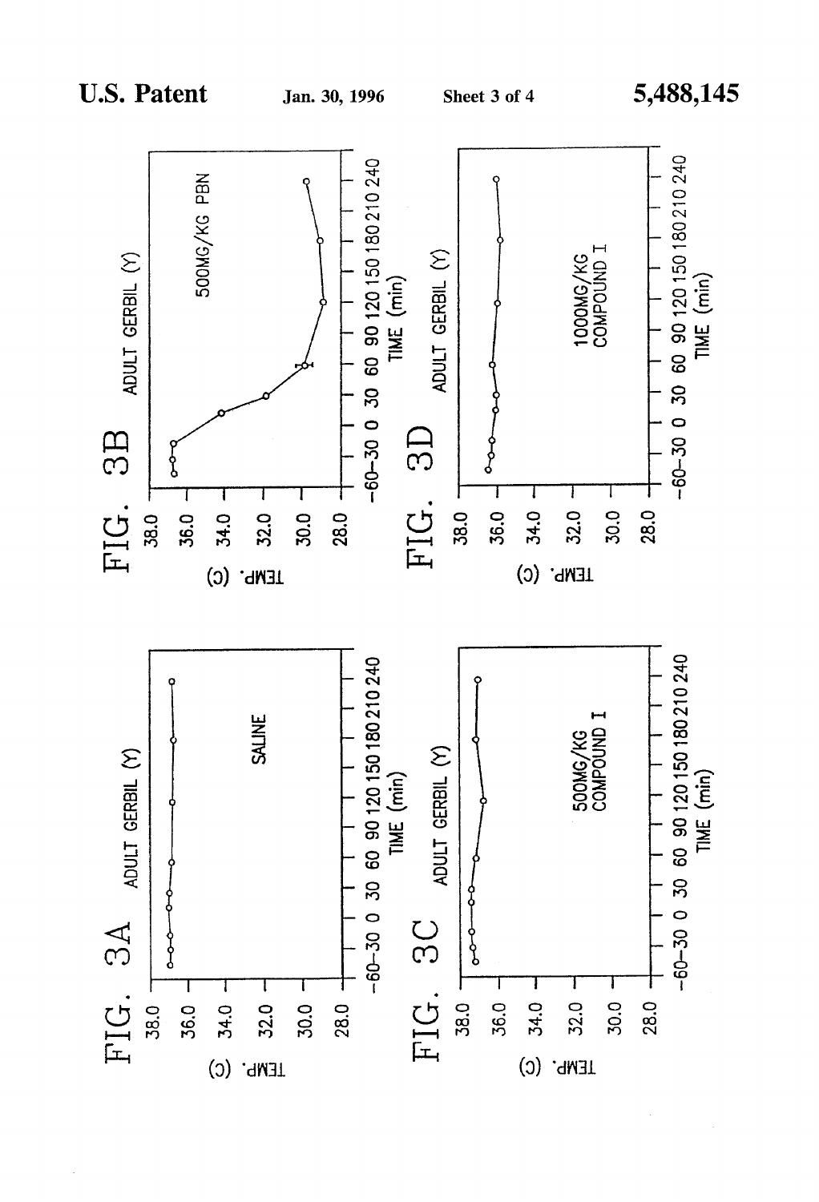FIG. 3A

ADULT GERBIL (Y)

SALINE

TEMP. (C)

38.0
36.0
34.0
32.0
30.0
28.0

-60 -30 0 30 60 90 120 150 180 210 240
TIME (min)

FIG. 3B

ADULT GERBIL (Y)

500MG/KG PBN

TEMP. (C)

38.0
36.0
34.0
32.0
30.0
28.0

-60 -30 0 30 60 90 120 150 180 210 240
TIME (min)

FIG. 3C

ADULT GERBIL (Y)

500MG/KG COMPOUND I

TEMP. (C)

38.0
36.0
34.0
32.0
30.0
28.0

-60 -30 0 30 60 90 120 150 180 210 240
TIME (min)

FIG. 3D

ADULT GERBIL (Y)

1000MG/KG COMPOUND I

TEMP. (C)

38.0
36.0
34.0
32.0
30.0
28.0

-60 -30 0 30 60 90 120 150 180 210 240
TIME (min)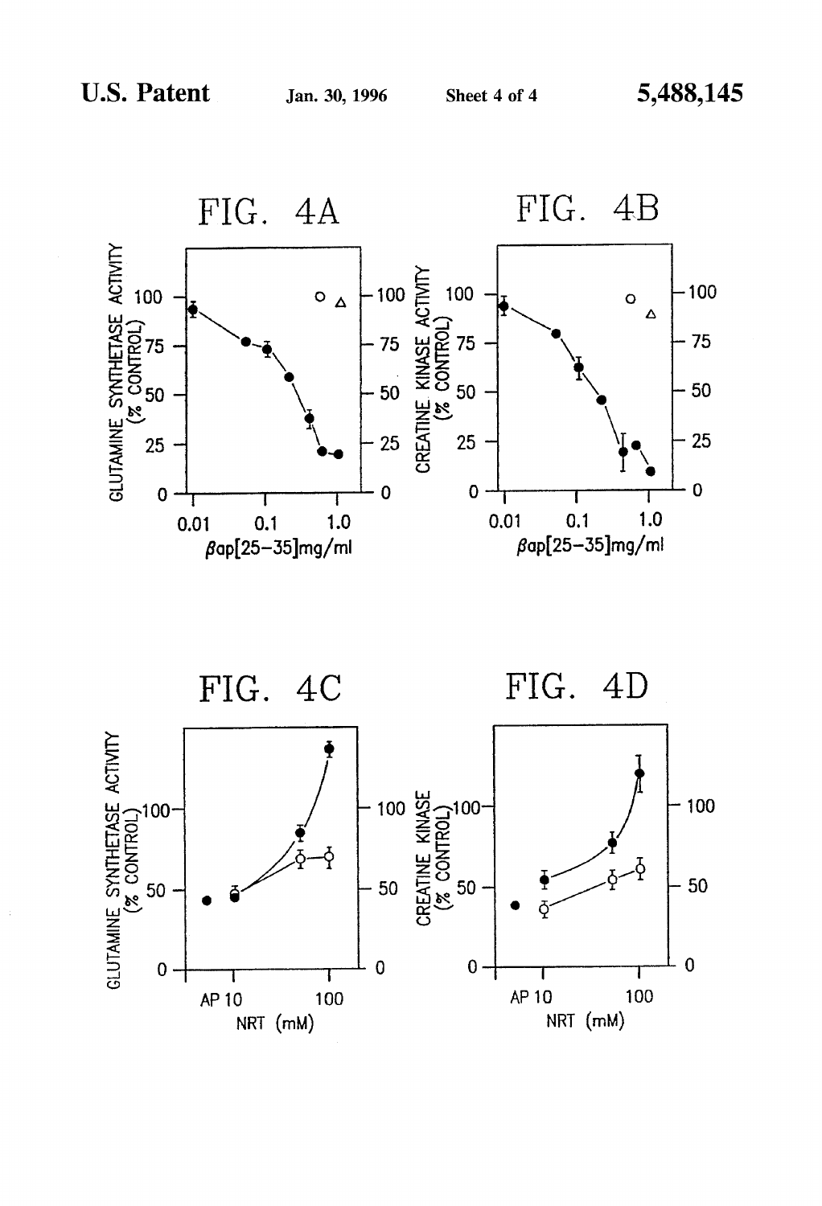FIG. 4A

FIG. 4B

FIG. 4C

FIG. 4D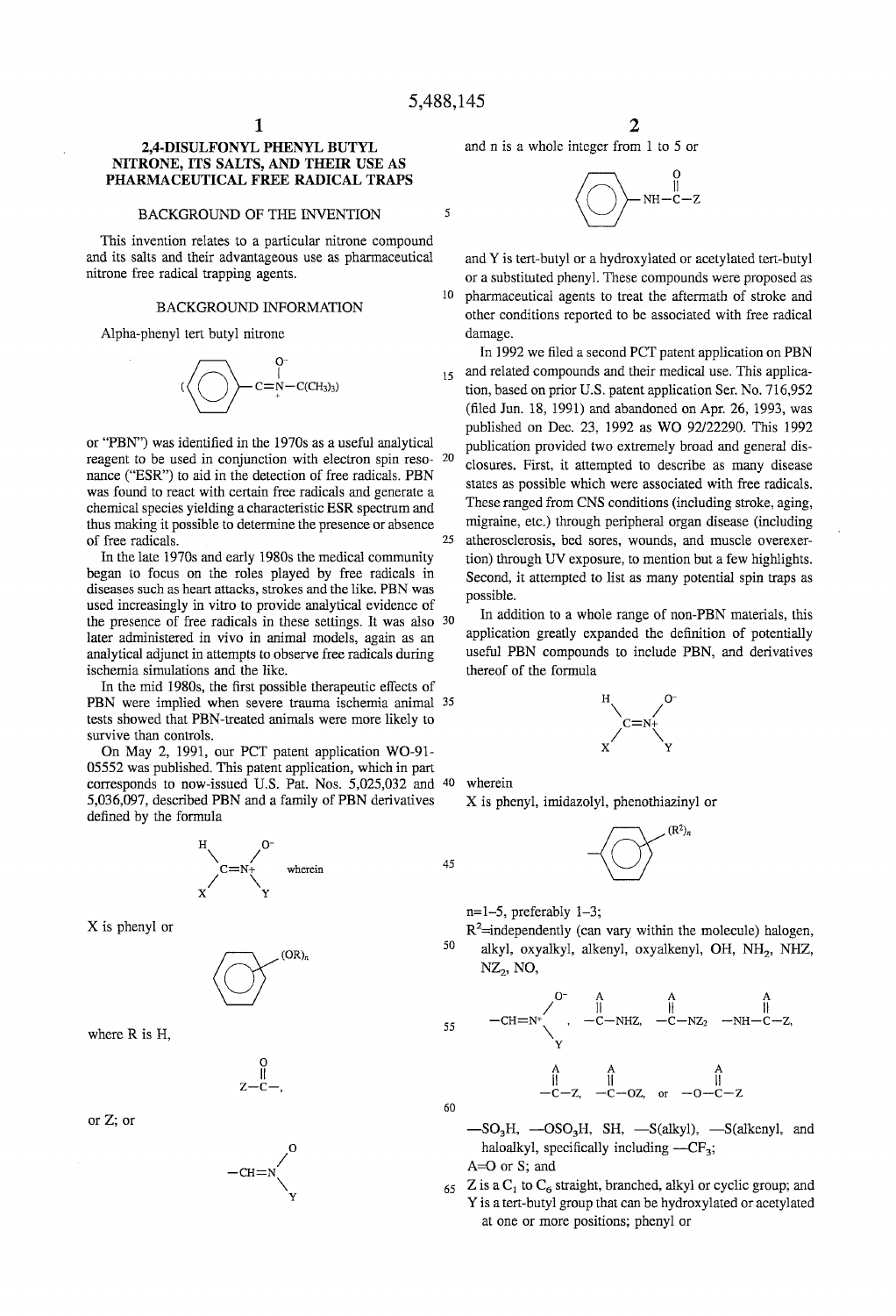# 2,4-DISULFONYL PHENYL BUTYL NITRONE, ITS SALTS, AND THEIR USE AS PHARMACEUTICAL FREE RADICAL TRAPS

## BACKGROUND OF THE INVENTION

This invention relates to a particular nitrone compound and its salts and their advantageous use as pharmaceutical nitrone free radical trapping agents.

## BACKGROUND INFORMATION

Alpha-phenyl tert butyl nitrone

$$(\mathrm{C_6H_5})-\mathrm{CH}=\overset{+}{\mathrm{N}}(\mathrm{O}^-)-\mathrm{C(CH_3)_3})$$

or "PBN") was identified in the 1970s as a useful analytical reagent to be used in conjunction with electron spin resonance ("ESR") to aid in the detection of free radicals. PBN was found to react with certain free radicals and generate a chemical species yielding a characteristic ESR spectrum and thus making it possible to determine the presence or absence of free radicals.

In the late 1970s and early 1980s the medical community began to focus on the roles played by free radicals in diseases such as heart attacks, strokes and the like. PBN was used increasingly in vitro to provide analytical evidence of the presence of free radicals in these settings. It was also later administered in vivo in animal models, again as an analytical adjunct in attempts to observe free radicals during ischemia simulations and the like.

In the mid 1980s, the first possible therapeutic effects of PBN were implied when severe trauma ischemia animal tests showed that PBN-treated animals were more likely to survive than controls.

On May 2, 1991, our PCT patent application WO-91-05552 was published. This patent application, which in part corresponds to now-issued U.S. Pat. Nos. 5,025,032 and 5,036,097, described PBN and a family of PBN derivatives defined by the formula

$$\mathrm{X}(\mathrm{H})\mathrm{C}=\overset{+}{\mathrm{N}}(\mathrm{O}^-)\mathrm{Y}$$

wherein

X is phenyl or

$$-\mathrm{C_6H_4}(\mathrm{OR})_n$$

where R is H,

$$\mathrm{Z}-\overset{\mathrm{O}}{\overset{\|}{\mathrm{C}}}-,$$

or Z; or

$$-\mathrm{CH}=\mathrm{N}(\mathrm{O})\mathrm{Y}$$

and n is a whole integer from 1 to 5 or

$$\mathrm{C_6H_5}-\mathrm{NH}-\overset{\mathrm{O}}{\overset{\|}{\mathrm{C}}}-\mathrm{Z}$$

and Y is tert-butyl or a hydroxylated or acetylated tert-butyl or a substituted phenyl. These compounds were proposed as pharmaceutical agents to treat the aftermath of stroke and other conditions reported to be associated with free radical damage.

In 1992 we filed a second PCT patent application on PBN and related compounds and their medical use. This application, based on prior U.S. patent application Ser. No. 716,952 (filed Jun. 18, 1991) and abandoned on Apr. 26, 1993, was published on Dec. 23, 1992 as WO 92/22290. This 1992 publication provided two extremely broad and general disclosures. First, it attempted to describe as many disease states as possible which were associated with free radicals. These ranged from CNS conditions (including stroke, aging, migraine, etc.) through peripheral organ disease (including atherosclerosis, bed sores, wounds, and muscle overexertion) through UV exposure, to mention but a few highlights. Second, it attempted to list as many potential spin traps as possible.

In addition to a whole range of non-PBN materials, this application greatly expanded the definition of potentially useful PBN compounds to include PBN, and derivatives thereof of the formula

$$\mathrm{X}(\mathrm{H})\mathrm{C}=\overset{+}{\mathrm{N}}(\mathrm{O}^-)\mathrm{Y}$$

wherein

X is phenyl, imidazolyl, phenothiazinyl or

$$-\mathrm{C_6H_4}(\mathrm{R}^2)_n$$

$n$=1–5, preferably 1–3;

$R^2$=independently (can vary within the molecule) halogen, alkyl, oxyalkyl, alkenyl, oxyalkenyl, OH, $NH_2$, NHZ, $NZ_2$, NO,

$$-\mathrm{CH}=\overset{+}{\mathrm{N}}(\mathrm{O}^-)\mathrm{Y},\quad -\overset{\mathrm{A}}{\overset{\|}{\mathrm{C}}}-\mathrm{NHZ},\quad -\overset{\mathrm{A}}{\overset{\|}{\mathrm{C}}}-\mathrm{NZ_2}\quad -\mathrm{NH}-\overset{\mathrm{A}}{\overset{\|}{\mathrm{C}}}-\mathrm{Z},$$

$$-\overset{\mathrm{A}}{\overset{\|}{\mathrm{C}}}-\mathrm{Z},\quad -\overset{\mathrm{A}}{\overset{\|}{\mathrm{C}}}-\mathrm{OZ},\ \text{or}\ -\mathrm{O}-\overset{\mathrm{A}}{\overset{\|}{\mathrm{C}}}-\mathrm{Z}$$

—$SO_3H$, —$OSO_3H$, SH, —S(alkyl), —S(alkenyl), and haloalkyl, specifically including —$CF_3$;

A=O or S; and

Z is a $C_1$ to $C_6$ straight, branched, alkyl or cyclic group; and

Y is a tert-butyl group that can be hydroxylated or acetylated at one or more positions; phenyl or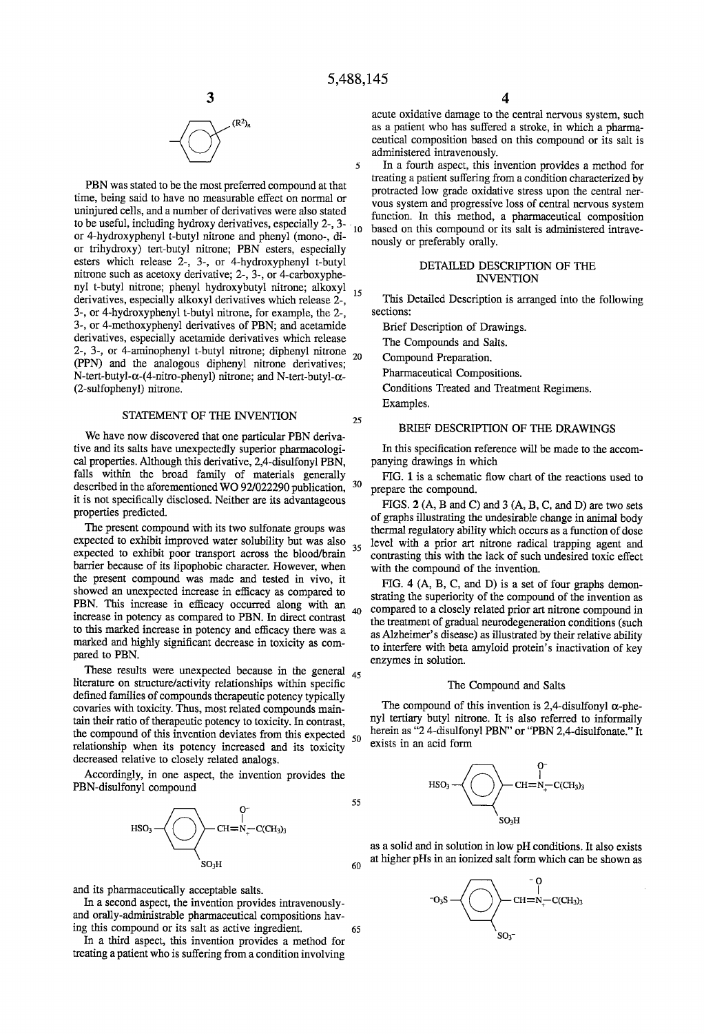PBN was stated to be the most preferred compound at that time, being said to have no measurable effect on normal or uninjured cells, and a number of derivatives were also stated to be useful, including hydroxy derivatives, especially 2-, 3- or 4-hydroxyphenyl t-butyl nitrone and phenyl (mono-, di- or trihydroxy) tert-butyl nitrone; PBN esters, especially esters which release 2-, 3-, or 4-hydroxyphenyl t-butyl nitrone such as acetoxy derivative; 2-, 3-, or 4-carboxyphenyl t-butyl nitrone; phenyl hydroxybutyl nitrone; alkoxyl derivatives, especially alkoxyl derivatives which release 2-, 3-, or 4-hydroxyphenyl t-butyl nitrone, for example, the 2-, 3-, or 4-methoxyphenyl derivatives of PBN; and acetamide derivatives, especially acetamide derivatives which release 2-, 3-, or 4-aminophenyl t-butyl nitrone; diphenyl nitrone (PPN) and the analogous diphenyl nitrone derivatives; N-tert-butyl-α-(4-nitro-phenyl) nitrone; and N-tert-butyl-α-(2-sulfophenyl) nitrone.

## STATEMENT OF THE INVENTION

We have now discovered that one particular PBN derivative and its salts have unexpectedly superior pharmacological properties. Although this derivative, 2,4-disulfonyl PBN, falls within the broad family of materials generally described in the aforementioned WO 92/022290 publication, it is not specifically disclosed. Neither are its advantageous properties predicted.

The present compound with its two sulfonate groups was expected to exhibit improved water solubility but was also expected to exhibit poor transport across the blood/brain barrier because of its lipophobic character. However, when the present compound was made and tested in vivo, it showed an unexpected increase in efficacy as compared to PBN. This increase in efficacy occurred along with an increase in potency as compared to PBN. In direct contrast to this marked increase in potency and efficacy there was a marked and highly significant decrease in toxicity as compared to PBN.

These results were unexpected because in the general literature on structure/activity relationships within specific defined families of compounds therapeutic potency typically covaries with toxicity. Thus, most related compounds maintain their ratio of therapeutic potency to toxicity. In contrast, the compound of this invention deviates from this expected relationship when its potency increased and its toxicity decreased relative to closely related analogs.

Accordingly, in one aspect, the invention provides the PBN-disulfonyl compound

$$HSO_3-C_6H_3(SO_3H)-CH=N^+(O^-)-C(CH_3)_3$$

and its pharmaceutically acceptable salts.

In a second aspect, the invention provides intravenously- and orally-administrable pharmaceutical compositions having this compound or its salt as active ingredient.

In a third aspect, this invention provides a method for treating a patient who is suffering from a condition involving acute oxidative damage to the central nervous system, such as a patient who has suffered a stroke, in which a pharmaceutical composition based on this compound or its salt is administered intravenously.

In a fourth aspect, this invention provides a method for treating a patient suffering from a condition characterized by protracted low grade oxidative stress upon the central nervous system and progressive loss of central nervous system function. In this method, a pharmaceutical composition based on this compound or its salt is administered intravenously or preferably orally.

## DETAILED DESCRIPTION OF THE INVENTION

This Detailed Description is arranged into the following sections:

Brief Description of Drawings.

The Compounds and Salts.

Compound Preparation.

Pharmaceutical Compositions.

Conditions Treated and Treatment Regimens.

Examples.

## BRIEF DESCRIPTION OF THE DRAWINGS

In this specification reference will be made to the accompanying drawings in which

FIG. 1 is a schematic flow chart of the reactions used to prepare the compound.

FIGS. 2 (A, B and C) and 3 (A, B, C, and D) are two sets of graphs illustrating the undesirable change in animal body thermal regulatory ability which occurs as a function of dose level with a prior art nitrone radical trapping agent and contrasting this with the lack of such undesired toxic effect with the compound of the invention.

FIG. 4 (A, B, C, and D) is a set of four graphs demonstrating the superiority of the compound of the invention as compared to a closely related prior art nitrone compound in the treatment of gradual neurodegeneration conditions (such as Alzheimer's disease) as illustrated by their relative ability to interfere with beta amyloid protein's inactivation of key enzymes in solution.

### The Compound and Salts

The compound of this invention is 2,4-disulfonyl α-phenyl tertiary butyl nitrone. It is also referred to informally herein as "2 4-disulfonyl PBN" or "PBN 2,4-disulfonate." It exists in an acid form

$$HSO_3-C_6H_3(SO_3H)-CH=N^+(O^-)-C(CH_3)_3$$

as a solid and in solution in low pH conditions. It also exists at higher pHs in an ionized salt form which can be shown as

$$^-O_3S-C_6H_3(SO_3^-)-CH=N^+(O^-)-C(CH_3)_3$$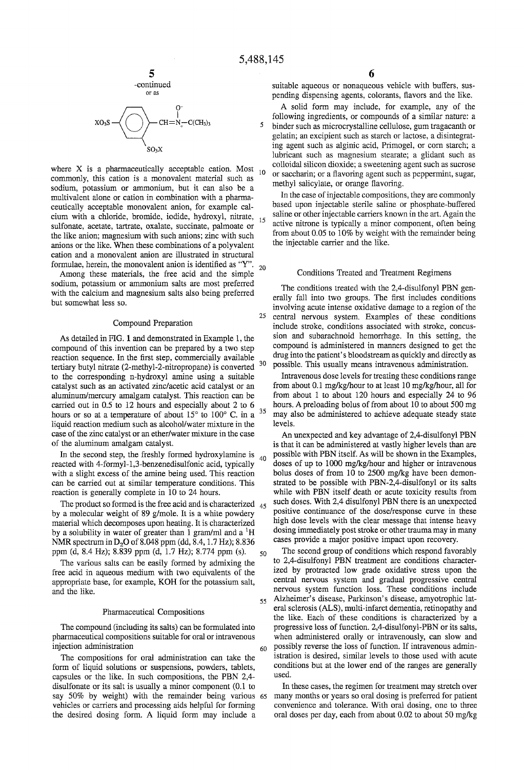-continued

or as

$$XO_3S-C_6H_3(SO_3X)-CH=\overset{+}{N}(O^-)-C(CH_3)_3$$

where X is a pharmaceutically acceptable cation. Most commonly, this cation is a monovalent material such as sodium, potassium or ammonium, but it can also be a multivalent alone or cation in combination with a pharmaceutically acceptable monovalent anion, for example calcium with a chloride, bromide, iodide, hydroxyl, nitrate, sulfonate, acetate, tartrate, oxalate, succinate, palmoate or the like anion; magnesium with such anions; zinc with such anions or the like. When these combinations of a polyvalent cation and a monovalent anion are illustrated in structural formulae, herein, the monovalent anion is identified as "Y".

Among these materials, the free acid and the simple sodium, potassium or ammonium salts are most preferred with the calcium and magnesium salts also being preferred but somewhat less so.

## Compound Preparation

As detailed in FIG. 1 and demonstrated in Example 1, the compound of this invention can be prepared by a two step reaction sequence. In the first step, commercially available tertiary butyl nitrate (2-methyl-2-nitropropane) is converted to the corresponding n-hydroxyl amine using a suitable catalyst such as an activated zinc/acetic acid catalyst or an aluminum/mercury amalgam catalyst. This reaction can be carried out in 0.5 to 12 hours and especially about 2 to 6 hours or so at a temperature of about 15° to 100° C. in a liquid reaction medium such as alcohol/water mixture in the case of the zinc catalyst or an ether/water mixture in the case of the aluminum amalgam catalyst.

In the second step, the freshly formed hydroxylamine is reacted with 4-formyl-1,3-benzenedisulfonic acid, typically with a slight excess of the amine being used. This reaction can be carried out at similar temperature conditions. This reaction is generally complete in 10 to 24 hours.

The product so formed is the free acid and is characterized by a molecular weight of 89 g/mole. It is a white powdery material which decomposes upon heating. It is characterized by a solubility in water of greater than 1 gram/ml and a $^1H$ NMR spectrum in $D_2O$ of 8.048 ppm (dd, 8.4, 1.7 Hz); 8.836 ppm (d, 8.4 Hz); 8.839 ppm (d, 1.7 Hz); 8.774 ppm (s).

The various salts can be easily formed by admixing the free acid in aqueous medium with two equivalents of the appropriate base, for example, KOH for the potassium salt, and the like.

## Pharmaceutical Compositions

The compound (including its salts) can be formulated into pharmaceutical compositions suitable for oral or intravenous injection administration

The compositions for oral administration can take the form of liquid solutions or suspensions, powders, tablets, capsules or the like. In such compositions, the PBN 2,4-disulfonate or its salt is usually a minor component (0.1 to say 50% by weight) with the remainder being various vehicles or carriers and processing aids helpful for forming the desired dosing form. A liquid form may include a suitable aqueous or nonaqueous vehicle with buffers, suspending dispensing agents, colorants, flavors and the like.

A solid form may include, for example, any of the following ingredients, or compounds of a similar nature: a binder such as microcrystalline cellulose, gum tragacanth or gelatin; an excipient such as starch or lactose, a disintegrating agent such as alginic acid, Primogel, or corn starch; a lubricant such as magnesium stearate; a glidant such as colloidal silicon dioxide; a sweetening agent such as sucrose or saccharin; or a flavoring agent such as peppermint, sugar, methyl salicylate, or orange flavoring.

In the case of injectable compositions, they are commonly based upon injectable sterile saline or phosphate-buffered saline or other injectable carriers known in the art. Again the active nitrone is typically a minor component, often being from about 0.05 to 10% by weight with the remainder being the injectable carrier and the like.

## Conditions Treated and Treatment Regimens

The conditions treated with the 2,4-disulfonyl PBN generally fall into two groups. The first includes conditions involving acute intense oxidative damage to a region of the central nervous system. Examples of these conditions include stroke, conditions associated with stroke, concussion and subarachnoid hemorrhage. In this setting, the compound is administered in manners designed to get the drug into the patient's bloodstream as quickly and directly as possible. This usually means intravenous administration.

Intravenous dose levels for treating these conditions range from about 0.1 mg/kg/hour to at least 10 mg/kg/hour, all for from about 1 to about 120 hours and especially 24 to 96 hours. A preloading bolus of from about 10 to about 500 mg may also be administered to achieve adequate steady state levels.

An unexpected and key advantage of 2,4-disulfonyl PBN is that it can be administered at vastly higher levels than are possible with PBN itself. As will be shown in the Examples, doses of up to 1000 mg/kg/hour and higher or intravenous bolus doses of from 10 to 2500 mg/kg have been demonstrated to be possible with PBN-2,4-disulfonyl or its salts while with PBN itself death or acute toxicity results from such doses. With 2,4 disulfonyl PBN there is an unexpected positive continuance of the dose/response curve in these high dose levels with the clear message that intense heavy dosing immediately post stroke or other trauma may in many cases provide a major positive impact upon recovery.

The second group of conditions which respond favorably to 2,4-disulfonyl PBN treatment are conditions characterized by protracted low grade oxidative stress upon the central nervous system and gradual progressive central nervous system function loss. These conditions include Alzheimer's disease, Parkinson's disease, amyotrophic lateral sclerosis (ALS), multi-infarct dementia, retinopathy and the like. Each of these conditions is characterized by a progressive loss of function. 2,4-disulfonyl-PBN or its salts, when administered orally or intravenously, can slow and possibly reverse the loss of function. If intravenous administration is desired, similar levels to those used with acute conditions but at the lower end of the ranges are generally used.

In these cases, the regimen for treatment may stretch over many months or years so oral dosing is preferred for patient convenience and tolerance. With oral dosing, one to three oral doses per day, each from about 0.02 to about 50 mg/kg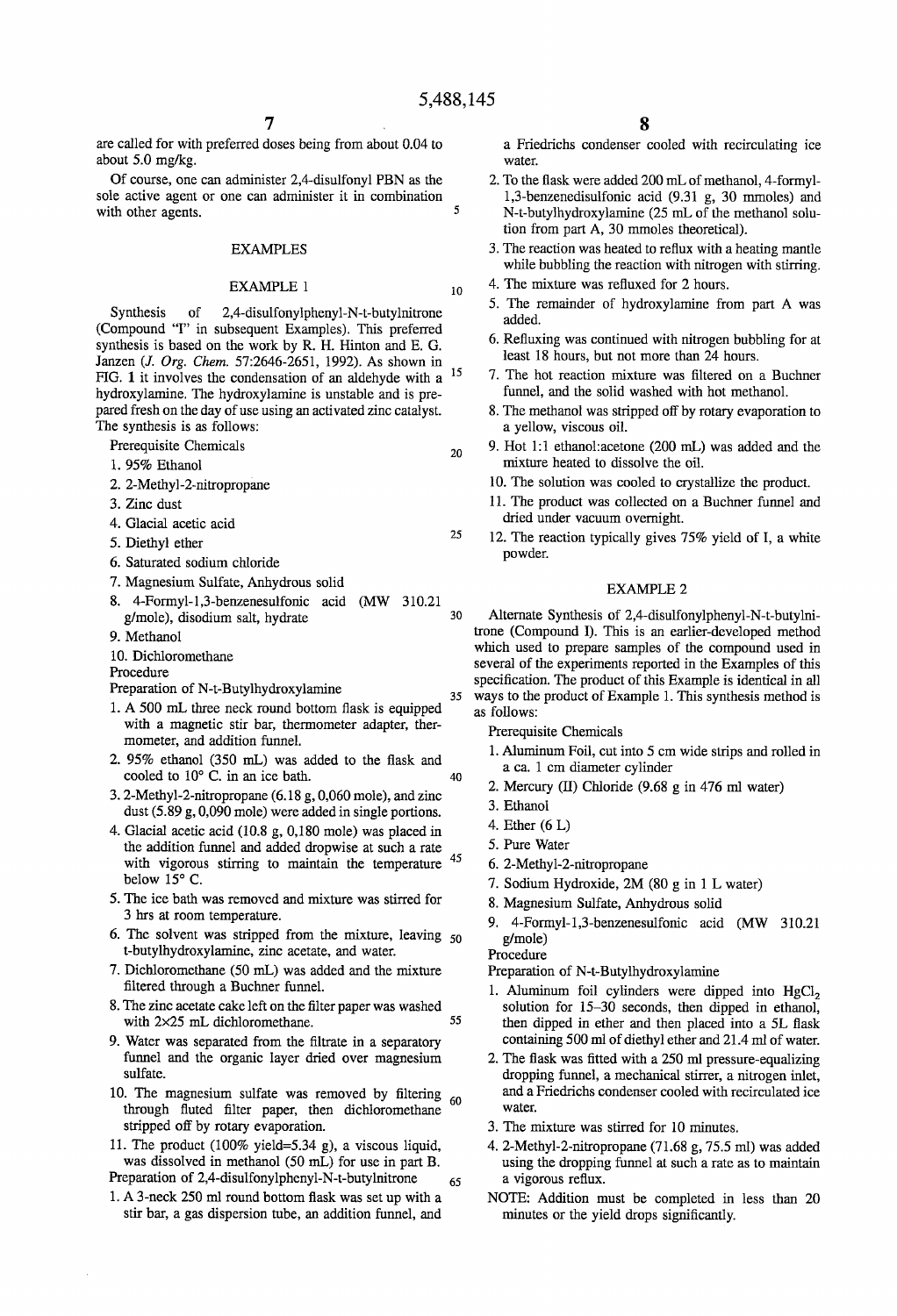are called for with preferred doses being from about 0.04 to about 5.0 mg/kg.

Of course, one can administer 2,4-disulfonyl PBN as the sole active agent or one can administer it in combination with other agents.

## EXAMPLES

### EXAMPLE 1

Synthesis of 2,4-disulfonylphenyl-N-t-butylnitrone (Compound "I" in subsequent Examples). This preferred synthesis is based on the work by R. H. Hinton and E. G. Janzen (J. Org. Chem. 57:2646-2651, 1992). As shown in FIG. 1 it involves the condensation of an aldehyde with a hydroxylamine. The hydroxylamine is unstable and is prepared fresh on the day of use using an activated zinc catalyst. The synthesis is as follows:

Prerequisite Chemicals

1. 95% Ethanol
2. 2-Methyl-2-nitropropane
3. Zinc dust
4. Glacial acetic acid
5. Diethyl ether
6. Saturated sodium chloride
7. Magnesium Sulfate, Anhydrous solid
8. 4-Formyl-1,3-benzenesulfonic acid (MW 310.21 g/mole), disodium salt, hydrate
9. Methanol
10. Dichloromethane

Procedure

Preparation of N-t-Butylhydroxylamine

1. A 500 mL three neck round bottom flask is equipped with a magnetic stir bar, thermometer adapter, thermometer, and addition funnel.
2. 95% ethanol (350 mL) was added to the flask and cooled to 10° C. in an ice bath.
3. 2-Methyl-2-nitropropane (6.18 g, 0,060 mole), and zinc dust (5.89 g, 0,090 mole) were added in single portions.
4. Glacial acetic acid (10.8 g, 0,180 mole) was placed in the addition funnel and added dropwise at such a rate with vigorous stirring to maintain the temperature below 15° C.
5. The ice bath was removed and mixture was stirred for 3 hrs at room temperature.
6. The solvent was stripped from the mixture, leaving t-butylhydroxylamine, zinc acetate, and water.
7. Dichloromethane (50 mL) was added and the mixture filtered through a Buchner funnel.
8. The zinc acetate cake left on the filter paper was washed with 2×25 mL dichloromethane.
9. Water was separated from the filtrate in a separatory funnel and the organic layer dried over magnesium sulfate.
10. The magnesium sulfate was removed by filtering through fluted filter paper, then dichloromethane stripped off by rotary evaporation.
11. The product (100% yield=5.34 g), a viscous liquid, was dissolved in methanol (50 mL) for use in part B.

Preparation of 2,4-disulfonylphenyl-N-t-butylnitrone

1. A 3-neck 250 ml round bottom flask was set up with a stir bar, a gas dispersion tube, an addition funnel, and a Friedrichs condenser cooled with recirculating ice water.
2. To the flask were added 200 mL of methanol, 4-formyl-1,3-benzenedisulfonic acid (9.31 g, 30 mmoles) and N-t-butylhydroxylamine (25 mL of the methanol solution from part A, 30 mmoles theoretical).
3. The reaction was heated to reflux with a heating mantle while bubbling the reaction with nitrogen with stirring.
4. The mixture was refluxed for 2 hours.
5. The remainder of hydroxylamine from part A was added.
6. Refluxing was continued with nitrogen bubbling for at least 18 hours, but not more than 24 hours.
7. The hot reaction mixture was filtered on a Buchner funnel, and the solid washed with hot methanol.
8. The methanol was stripped off by rotary evaporation to a yellow, viscous oil.
9. Hot 1:1 ethanol:acetone (200 mL) was added and the mixture heated to dissolve the oil.
10. The solution was cooled to crystallize the product.
11. The product was collected on a Buchner funnel and dried under vacuum overnight.
12. The reaction typically gives 75% yield of I, a white powder.

### EXAMPLE 2

Alternate Synthesis of 2,4-disulfonylphenyl-N-t-butylnitrone (Compound I). This is an earlier-developed method which used to prepare samples of the compound used in several of the experiments reported in the Examples of this specification. The product of this Example is identical in all ways to the product of Example 1. This synthesis method is as follows:

Prerequisite Chemicals

1. Aluminum Foil, cut into 5 cm wide strips and rolled in a ca. 1 cm diameter cylinder
2. Mercury (II) Chloride (9.68 g in 476 ml water)
3. Ethanol
4. Ether (6 L)
5. Pure Water
6. 2-Methyl-2-nitropropane
7. Sodium Hydroxide, 2M (80 g in 1 L water)
8. Magnesium Sulfate, Anhydrous solid
9. 4-Formyl-1,3-benzenesulfonic acid (MW 310.21 g/mole)

Procedure

Preparation of N-t-Butylhydroxylamine

1. Aluminum foil cylinders were dipped into $HgCl_2$ solution for 15–30 seconds, then dipped in ethanol, then dipped in ether and then placed into a 5L flask containing 500 ml of diethyl ether and 21.4 ml of water.
2. The flask was fitted with a 250 ml pressure-equalizing dropping funnel, a mechanical stirrer, a nitrogen inlet, and a Friedrichs condenser cooled with recirculated ice water.
3. The mixture was stirred for 10 minutes.
4. 2-Methyl-2-nitropropane (71.68 g, 75.5 ml) was added using the dropping funnel at such a rate as to maintain a vigorous reflux.

NOTE: Addition must be completed in less than 20 minutes or the yield drops significantly.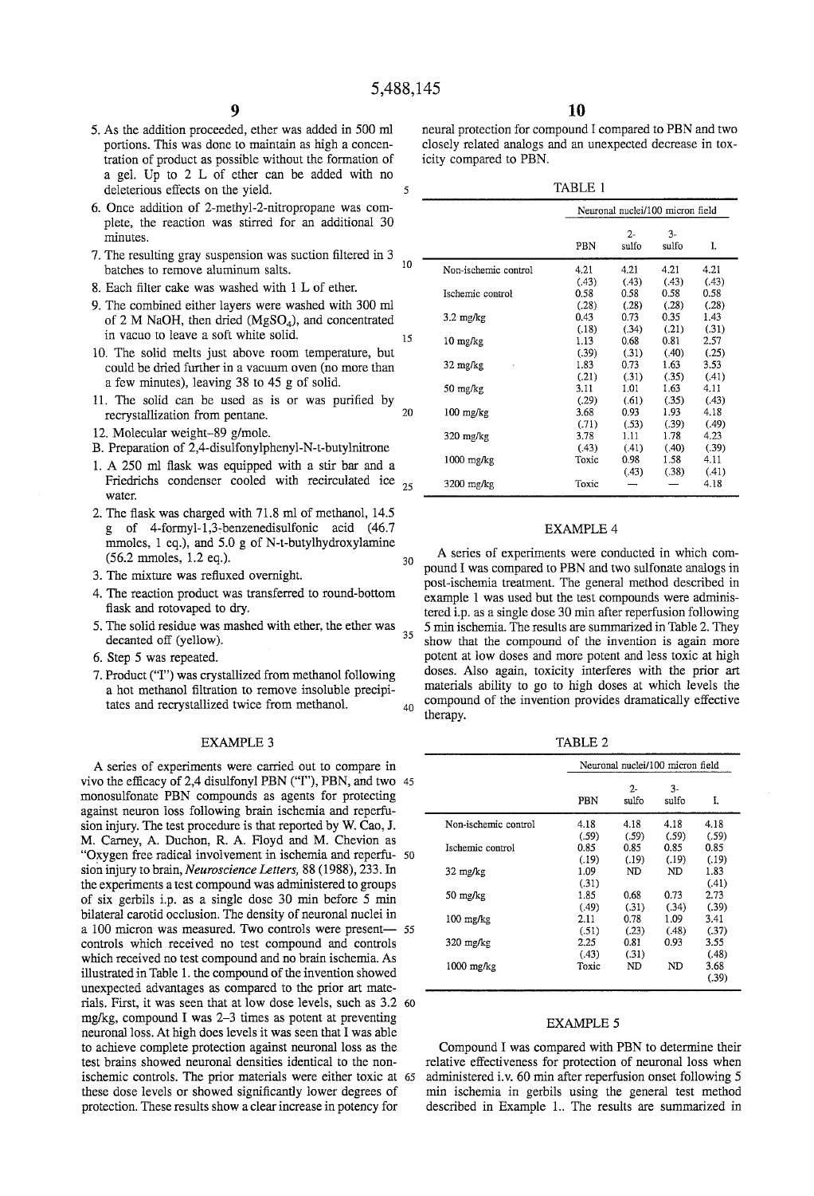5. As the addition proceeded, ether was added in 500 ml portions. This was done to maintain as high a concentration of product as possible without the formation of a gel. Up to 2 L of ether can be added with no deleterious effects on the yield.
6. Once addition of 2-methyl-2-nitropropane was complete, the reaction was stirred for an additional 30 minutes.
7. The resulting gray suspension was suction filtered in 3 batches to remove aluminum salts.
8. Each filter cake was washed with 1 L of ether.
9. The combined either layers were washed with 300 ml of 2 M NaOH, then dried ($MgSO_4$), and concentrated in vacuo to leave a soft white solid.
10. The solid melts just above room temperature, but could be dried further in a vacuum oven (no more than a few minutes), leaving 38 to 45 g of solid.
11. The solid can be used as is or was purified by recrystallization from pentane.
12. Molecular weight–89 g/mole.

B. Preparation of 2,4-disulfonylphenyl-N-t-butylnitrone

1. A 250 ml flask was equipped with a stir bar and a Friedrichs condenser cooled with recirculated ice water.
2. The flask was charged with 71.8 ml of methanol, 14.5 g of 4-formyl-1,3-benzenedisulfonic acid (46.7 mmoles, 1 eq.), and 5.0 g of N-t-butylhydroxylamine (56.2 mmoles, 1.2 eq.).
3. The mixture was refluxed overnight.
4. The reaction product was transferred to round-bottom flask and rotovaped to dry.
5. The solid residue was mashed with ether, the ether was decanted off (yellow).
6. Step 5 was repeated.
7. Product ("I") was crystallized from methanol following a hot methanol filtration to remove insoluble precipitates and recrystallized twice from methanol.

## EXAMPLE 3

A series of experiments were carried out to compare in vivo the efficacy of 2,4 disulfonyl PBN ("I"), PBN, and two monosulfonate PBN compounds as agents for protecting against neuron loss following brain ischemia and reperfusion injury. The test procedure is that reported by W. Cao, J. M. Carney, A. Duchon, R. A. Floyd and M. Chevion as "Oxygen free radical involvement in ischemia and reperfusion injury to brain, *Neuroscience Letters*, 88 (1988), 233. In the experiments a test compound was administered to groups of six gerbils i.p. as a single dose 30 min before 5 min bilateral carotid occlusion. The density of neuronal nuclei in a 100 micron was measured. Two controls were present— controls which received no test compound and controls which received no test compound and no brain ischemia. As illustrated in Table 1. the compound of the invention showed unexpected advantages as compared to the prior art materials. First, it was seen that at low dose levels, such as 3.2 mg/kg, compound I was 2–3 times as potent at preventing neuronal loss. At high does levels it was seen that I was able to achieve complete protection against neuronal loss as the test brains showed neuronal densities identical to the non-ischemic controls. The prior materials were either toxic at these dose levels or showed significantly lower degrees of protection. These results show a clear increase in potency for neural protection for compound I compared to PBN and two closely related analogs and an unexpected decrease in toxicity compared to PBN.

TABLE 1

| | Neuronal nuclei/100 micron field | | | |
|---|---|---|---|---|
| | PBN | 2-sulfo | 3-sulfo | I. |
| Non-ischemic control | 4.21 (.43) | 4.21 (.43) | 4.21 (.43) | 4.21 (.43) |
| Ischemic control | 0.58 (.28) | 0.58 (.28) | 0.58 (.28) | 0.58 (.28) |
| 3.2 mg/kg | 0.43 (.18) | 0.73 (.34) | 0.35 (.21) | 1.43 (.31) |
| 10 mg/kg | 1.13 (.39) | 0.68 (.31) | 0.81 (.40) | 2.57 (.25) |
| 32 mg/kg | 1.83 (.21) | 0.73 (.31) | 1.63 (.35) | 3.53 (.41) |
| 50 mg/kg | 3.11 (.29) | 1.01 (.61) | 1.63 (.35) | 4.11 (.43) |
| 100 mg/kg | 3.68 (.71) | 0.93 (.53) | 1.93 (.39) | 4.18 (.49) |
| 320 mg/kg | 3.78 (.43) | 1.11 (.41) | 1.78 (.40) | 4.23 (.39) |
| 1000 mg/kg | Toxic | 0.98 (.43) | 1.58 (.38) | 4.11 (.41) |
| 3200 mg/kg | Toxic | — | — | 4.18 |

## EXAMPLE 4

A series of experiments were conducted in which compound I was compared to PBN and two sulfonate analogs in post-ischemia treatment. The general method described in example 1 was used but the test compounds were administered i.p. as a single dose 30 min after reperfusion following 5 min ischemia. The results are summarized in Table 2. They show that the compound of the invention is again more potent at low doses and more potent and less toxic at high doses. Also again, toxicity interferes with the prior art materials ability to go to high doses at which levels the compound of the invention provides dramatically effective therapy.

TABLE 2

| | Neuronal nuclei/100 micron field | | | |
|---|---|---|---|---|
| | PBN | 2-sulfo | 3-sulfo | I. |
| Non-ischemic control | 4.18 (.59) | 4.18 (.59) | 4.18 (.59) | 4.18 (.59) |
| Ischemic control | 0.85 (.19) | 0.85 (.19) | 0.85 (.19) | 0.85 (.19) |
| 32 mg/kg | 1.09 (.31) | ND | ND | 1.83 (.41) |
| 50 mg/kg | 1.85 (.49) | 0.68 (.31) | 0.73 (.34) | 2.73 (.39) |
| 100 mg/kg | 2.11 (.51) | 0.78 (.23) | 1.09 (.48) | 3.41 (.37) |
| 320 mg/kg | 2.25 (.43) | 0.81 (.31) | 0.93 | 3.55 (.48) |
| 1000 mg/kg | Toxic | ND | ND | 3.68 (.39) |

## EXAMPLE 5

Compound I was compared with PBN to determine their relative effectiveness for protection of neuronal loss when administered i.v. 60 min after reperfusion onset following 5 min ischemia in gerbils using the general test method described in Example 1.. The results are summarized in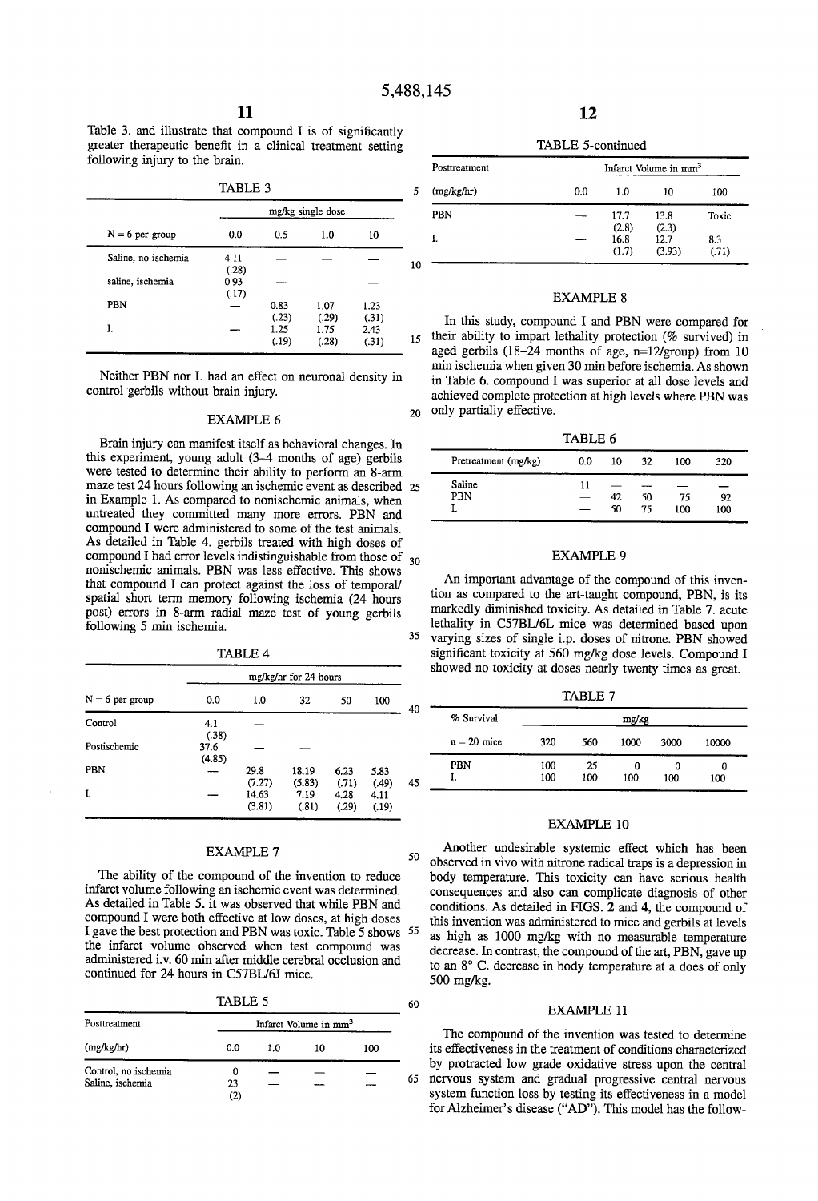Table 3. and illustrate that compound I is of significantly greater therapeutic benefit in a clinical treatment setting following injury to the brain.

TABLE 3

| | mg/kg single dose | | | |
|---|---|---|---|---|
| N = 6 per group | 0.0 | 0.5 | 1.0 | 10 |
| Saline, no ischemia | 4.11 (.28) | — | — | — |
| saline, ischemia | 0.93 (.17) | — | — | — |
| PBN | — | 0.83 (.23) | 1.07 (.29) | 1.23 (.31) |
| I. | — | 1.25 (.19) | 1.75 (.28) | 2.43 (.31) |

Neither PBN nor I. had an effect on neuronal density in control gerbils without brain injury.

## EXAMPLE 6

Brain injury can manifest itself as behavioral changes. In this experiment, young adult (3–4 months of age) gerbils were tested to determine their ability to perform an 8-arm maze test 24 hours following an ischemic event as described in Example 1. As compared to nonischemic animals, when untreated they committed many more errors. PBN and compound I were administered to some of the test animals. As detailed in Table 4. gerbils treated with high doses of compound I had error levels indistinguishable from those of nonischemic animals. PBN was less effective. This shows that compound I can protect against the loss of temporal/spatial short term memory following ischemia (24 hours post) errors in 8-arm radial maze test of young gerbils following 5 min ischemia.

TABLE 4

| | mg/kg/hr for 24 hours | | | | |
|---|---|---|---|---|---|
| N = 6 per group | 0.0 | 1.0 | 32 | 50 | 100 |
| Control | 4.1 (.38) | — | — | | — |
| Postischemic | 37.6 (4.85) | — | — | | — |
| PBN | — | 29.8 (7.27) | 18.19 (5.83) | 6.23 (.71) | 5.83 (.49) |
| I. | — | 14.63 (3.81) | 7.19 (.81) | 4.28 (.29) | 4.11 (.19) |

## EXAMPLE 7

The ability of the compound of the invention to reduce infarct volume following an ischemic event was determined. As detailed in Table 5. it was observed that while PBN and compound I were both effective at low doses, at high doses I gave the best protection and PBN was toxic. Table 5 shows the infarct volume observed when test compound was administered i.v. 60 min after middle cerebral occlusion and continued for 24 hours in C57BL/6J mice.

TABLE 5

| Posttreatment | Infarct Volume in mm$^3$ | | | |
|---|---|---|---|---|
| (mg/kg/hr) | 0.0 | 1.0 | 10 | 100 |
| Control, no ischemia | 0 | — | — | — |
| Saline, ischemia | 23 (2) | — | — | — |
| PBN | — | 17.7 (2.8) | 13.8 (2.3) | Toxic |
| I. | — | 16.8 (1.7) | 12.7 (3.93) | 8.3 (.71) |

## EXAMPLE 8

In this study, compound I and PBN were compared for their ability to impart lethality protection (% survived) in aged gerbils (18–24 months of age, n=12/group) from 10 min ischemia when given 30 min before ischemia. As shown in Table 6. compound I was superior at all dose levels and achieved complete protection at high levels where PBN was only partially effective.

TABLE 6

| Pretreatment (mg/kg) | 0.0 | 10 | 32 | 100 | 320 |
|---|---|---|---|---|---|
| Saline | 11 | — | — | — | — |
| PBN | — | 42 | 50 | 75 | 92 |
| I. | — | 50 | 75 | 100 | 100 |

## EXAMPLE 9

An important advantage of the compound of this invention as compared to the art-taught compound, PBN, is its markedly diminished toxicity. As detailed in Table 7. acute lethality in C57BL/6L mice was determined based upon varying sizes of single i.p. doses of nitrone. PBN showed significant toxicity at 560 mg/kg dose levels. Compound I showed no toxicity at doses nearly twenty times as great.

TABLE 7

| % Survival | mg/kg | | | | |
|---|---|---|---|---|---|
| n = 20 mice | 320 | 560 | 1000 | 3000 | 10000 |
| PBN | 100 | 25 | 0 | 0 | 0 |
| I. | 100 | 100 | 100 | 100 | 100 |

## EXAMPLE 10

Another undesirable systemic effect which has been observed in vivo with nitrone radical traps is a depression in body temperature. This toxicity can have serious health consequences and also can complicate diagnosis of other conditions. As detailed in FIGS. 2 and 4, the compound of this invention was administered to mice and gerbils at levels as high as 1000 mg/kg with no measurable temperature decrease. In contrast, the compound of the art, PBN, gave up to an 8° C. decrease in body temperature at a does of only 500 mg/kg.

## EXAMPLE 11

The compound of the invention was tested to determine its effectiveness in the treatment of conditions characterized by protracted low grade oxidative stress upon the central nervous system and gradual progressive central nervous system function loss by testing its effectiveness in a model for Alzheimer's disease ("AD"). This model has the follow-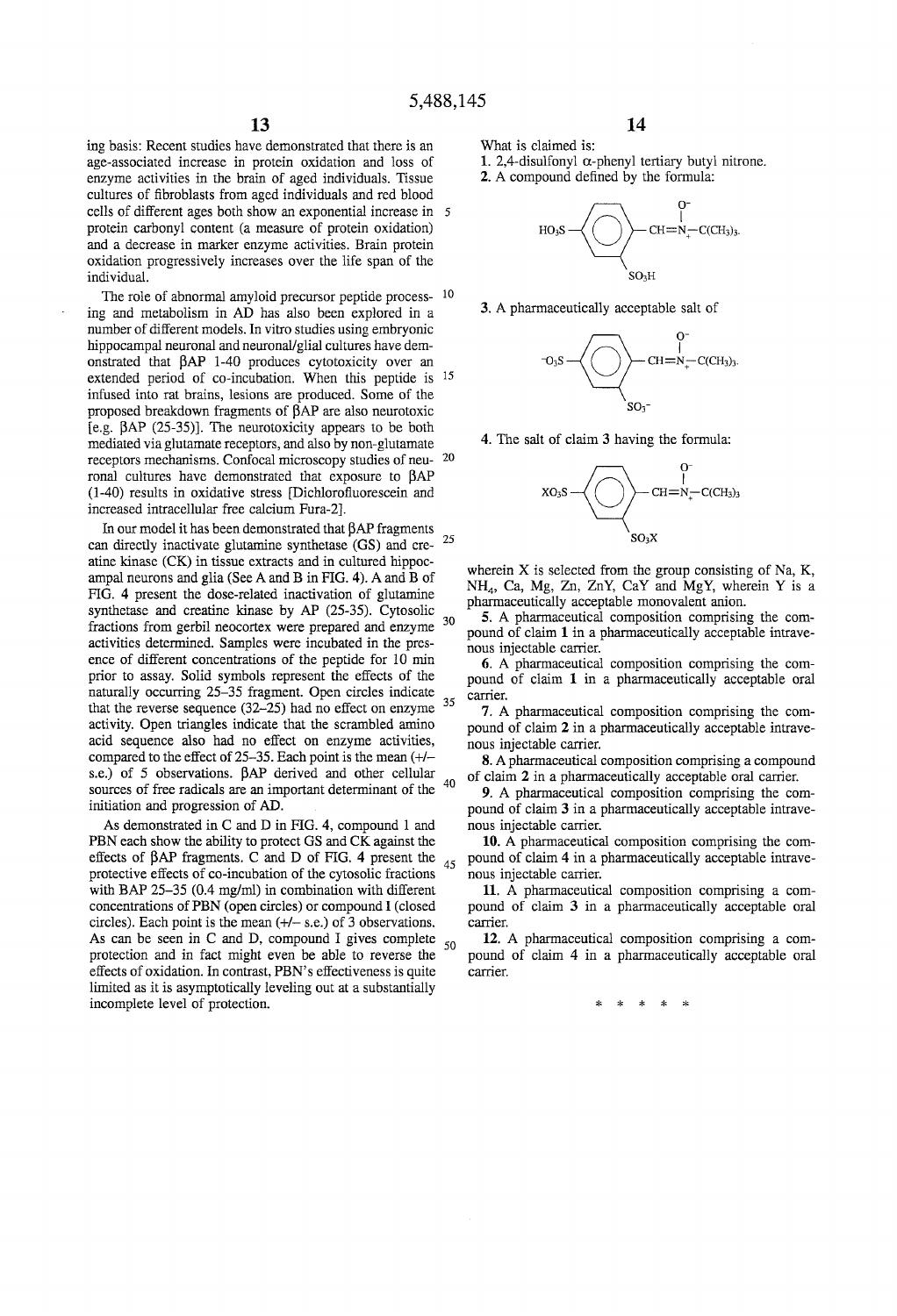ing basis: Recent studies have demonstrated that there is an age-associated increase in protein oxidation and loss of enzyme activities in the brain of aged individuals. Tissue cultures of fibroblasts from aged individuals and red blood cells of different ages both show an exponential increase in protein carbonyl content (a measure of protein oxidation) and a decrease in marker enzyme activities. Brain protein oxidation progressively increases over the life span of the individual.

The role of abnormal amyloid precursor peptide processing and metabolism in AD has also been explored in a number of different models. In vitro studies using embryonic hippocampal neuronal and neuronal/glial cultures have demonstrated that βAP 1-40 produces cytotoxicity over an extended period of co-incubation. When this peptide is infused into rat brains, lesions are produced. Some of the proposed breakdown fragments of βAP are also neurotoxic [e.g. βAP (25-35)]. The neurotoxicity appears to be both mediated via glutamate receptors, and also by non-glutamate receptors mechanisms. Confocal microscopy studies of neuronal cultures have demonstrated that exposure to βAP (1-40) results in oxidative stress [Dichlorofluorescein and increased intracellular free calcium Fura-2].

In our model it has been demonstrated that βAP fragments can directly inactivate glutamine synthetase (GS) and creatine kinase (CK) in tissue extracts and in cultured hippocampal neurons and glia (See A and B in FIG. 4). A and B of FIG. 4 present the dose-related inactivation of glutamine synthetase and creatine kinase by AP (25-35). Cytosolic fractions from gerbil neocortex were prepared and enzyme activities determined. Samples were incubated in the presence of different concentrations of the peptide for 10 min prior to assay. Solid symbols represent the effects of the naturally occurring 25–35 fragment. Open circles indicate that the reverse sequence (32–25) had no effect on enzyme activity. Open triangles indicate that the scrambled amino acid sequence also had no effect on enzyme activities, compared to the effect of 25–35. Each point is the mean (+/– s.e.) of 5 observations. βAP derived and other cellular sources of free radicals are an important determinant of the initiation and progression of AD.

As demonstrated in C and D in FIG. 4, compound 1 and PBN each show the ability to protect GS and CK against the effects of βAP fragments. C and D of FIG. 4 present the protective effects of co-incubation of the cytosolic fractions with BAP 25–35 (0.4 mg/ml) in combination with different concentrations of PBN (open circles) or compound I (closed circles). Each point is the mean (+/– s.e.) of 3 observations. As can be seen in C and D, compound I gives complete protection and in fact might even be able to reverse the effects of oxidation. In contrast, PBN's effectiveness is quite limited as it is asymptotically leveling out at a substantially incomplete level of protection.

What is claimed is:

1. 2,4-disulfonyl α-phenyl tertiary butyl nitrone.

2. A compound defined by the formula:

$$HO_3S-C_6H_3(SO_3H)-CH{=}\overset{+}{N}(O^-)-C(CH_3)_3.$$

3. A pharmaceutically acceptable salt of

$$^-O_3S-C_6H_3(SO_3^-)-CH{=}\overset{+}{N}(O^-)-C(CH_3)_3.$$

4. The salt of claim 3 having the formula:

$$XO_3S-C_6H_3(SO_3X)-CH{=}\overset{+}{N}(O^-)-C(CH_3)_3$$

wherein X is selected from the group consisting of Na, K, $NH_4$, Ca, Mg, Zn, ZnY, CaY and MgY, wherein Y is a pharmaceutically acceptable monovalent anion.

5. A pharmaceutical composition comprising the compound of claim 1 in a pharmaceutically acceptable intravenous injectable carrier.

6. A pharmaceutical composition comprising the compound of claim 1 in a pharmaceutically acceptable oral carrier.

7. A pharmaceutical composition comprising the compound of claim 2 in a pharmaceutically acceptable intravenous injectable carrier.

8. A pharmaceutical composition comprising a compound of claim 2 in a pharmaceutically acceptable oral carrier.

9. A pharmaceutical composition comprising the compound of claim 3 in a pharmaceutically acceptable intravenous injectable carrier.

10. A pharmaceutical composition comprising the compound of claim 4 in a pharmaceutically acceptable intravenous injectable carrier.

11. A pharmaceutical composition comprising a compound of claim 3 in a pharmaceutically acceptable oral carrier.

12. A pharmaceutical composition comprising a compound of claim 4 in a pharmaceutically acceptable oral carrier.

* * * * *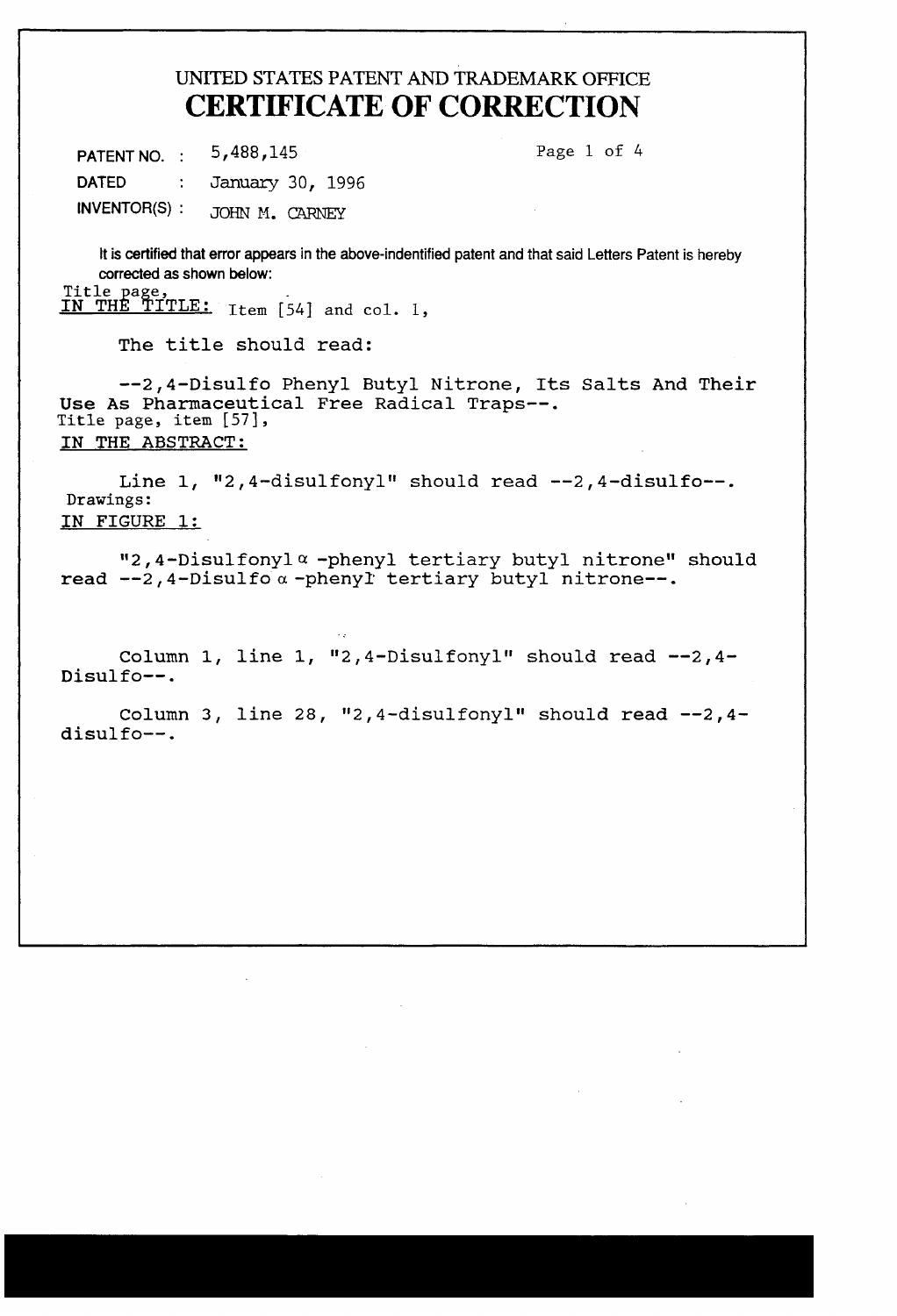UNITED STATES PATENT AND TRADEMARK OFFICE

# CERTIFICATE OF CORRECTION

PATENT NO. : 5,488,145

DATED : January 30, 1996

INVENTOR(S) : JOHN M. CARNEY

It is certified that error appears in the above-indentified patent and that said Letters Patent is hereby corrected as shown below:

Title page,
IN THE TITLE: Item [54] and col. 1,

The title should read:

--2,4-Disulfo Phenyl Butyl Nitrone, Its Salts And Their Use As Pharmaceutical Free Radical Traps--.

Title page, item [57],
IN THE ABSTRACT:

Line 1, "2,4-disulfonyl" should read --2,4-disulfo--.

Drawings:
IN FIGURE 1:

"2,4-Disulfonyl α -phenyl tertiary butyl nitrone" should read --2,4-Disulfo α -phenyl tertiary butyl nitrone--.

Column 1, line 1, "2,4-Disulfonyl" should read --2,4-Disulfo--.

Column 3, line 28, "2,4-disulfonyl" should read --2,4-disulfo--.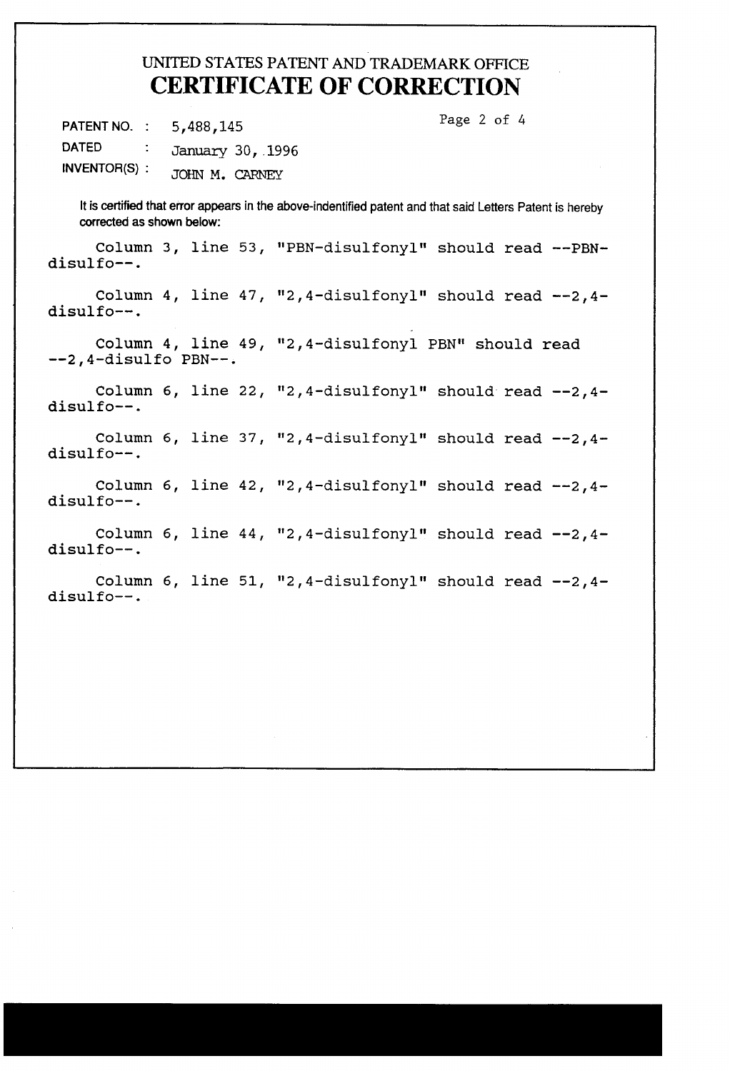# UNITED STATES PATENT AND TRADEMARK OFFICE
# CERTIFICATE OF CORRECTION

PATENT NO. : 5,488,145

DATED : January 30, 1996

INVENTOR(S) : JOHN M. CARNEY

It is certified that error appears in the above-indentified patent and that said Letters Patent is hereby corrected as shown below:

Column 3, line 53, "PBN-disulfonyl" should read --PBN-disulfo--.

Column 4, line 47, "2,4-disulfonyl" should read --2,4-disulfo--.

Column 4, line 49, "2,4-disulfonyl PBN" should read --2,4-disulfo PBN--.

Column 6, line 22, "2,4-disulfonyl" should read --2,4-disulfo--.

Column 6, line 37, "2,4-disulfonyl" should read --2,4-disulfo--.

Column 6, line 42, "2,4-disulfonyl" should read --2,4-disulfo--.

Column 6, line 44, "2,4-disulfonyl" should read --2,4-disulfo--.

Column 6, line 51, "2,4-disulfonyl" should read --2,4-disulfo--.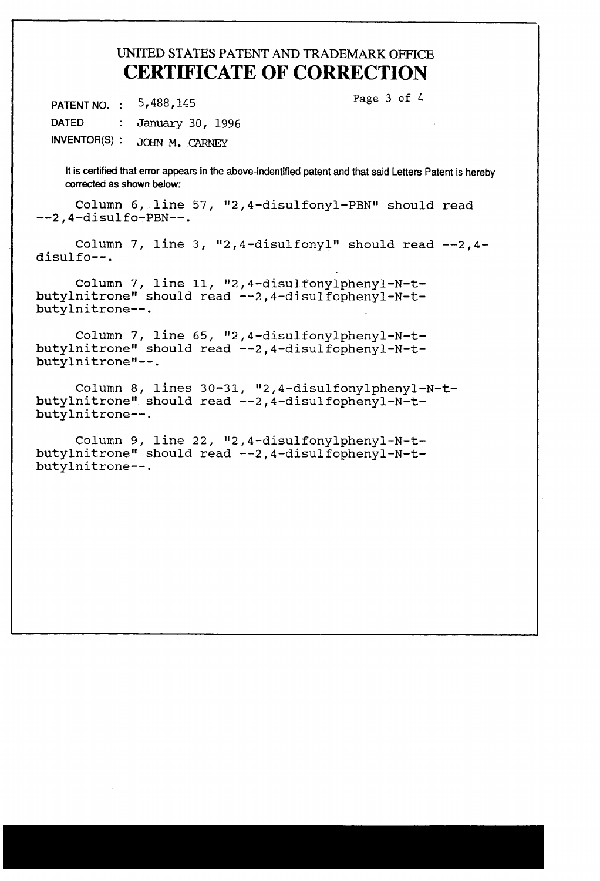UNITED STATES PATENT AND TRADEMARK OFFICE

# CERTIFICATE OF CORRECTION

PATENT NO. : 5,488,145

DATED : January 30, 1996

INVENTOR(S) : JOHN M. CARNEY

It is certified that error appears in the above-indentified patent and that said Letters Patent is hereby corrected as shown below:

Column 6, line 57, "2,4-disulfonyl-PBN" should read --2,4-disulfo-PBN--.

Column 7, line 3, "2,4-disulfonyl" should read --2,4-disulfo--.

Column 7, line 11, "2,4-disulfonylphenyl-N-t-butylnitrone" should read --2,4-disulfophenyl-N-t-butylnitrone--.

Column 7, line 65, "2,4-disulfonylphenyl-N-t-butylnitrone" should read --2,4-disulfophenyl-N-t-butylnitrone"--.

Column 8, lines 30-31, "2,4-disulfonylphenyl-N-t-butylnitrone" should read --2,4-disulfophenyl-N-t-butylnitrone--.

Column 9, line 22, "2,4-disulfonylphenyl-N-t-butylnitrone" should read --2,4-disulfophenyl-N-t-butylnitrone--.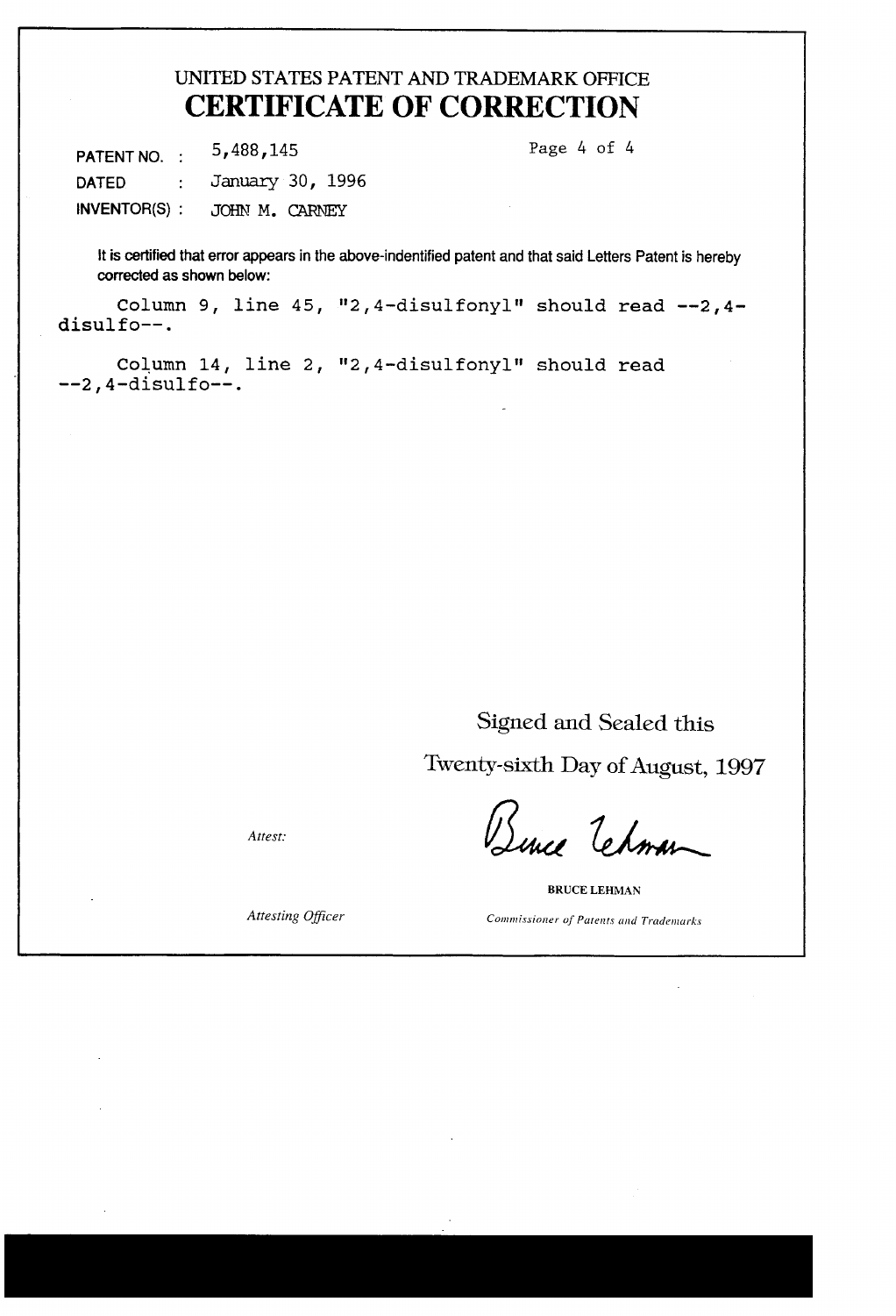UNITED STATES PATENT AND TRADEMARK OFFICE

# CERTIFICATE OF CORRECTION

PATENT NO. : 5,488,145

DATED : January 30, 1996

INVENTOR(S) : JOHN M. CARNEY

It is certified that error appears in the above-indentified patent and that said Letters Patent is hereby corrected as shown below:

Column 9, line 45, "2,4-disulfonyl" should read --2,4-disulfo--.

Column 14, line 2, "2,4-disulfonyl" should read --2,4-disulfo--.

Signed and Sealed this

Twenty-sixth Day of August, 1997

Attest:

BRUCE LEHMAN

*Attesting Officer*

*Commissioner of Patents and Trademarks*